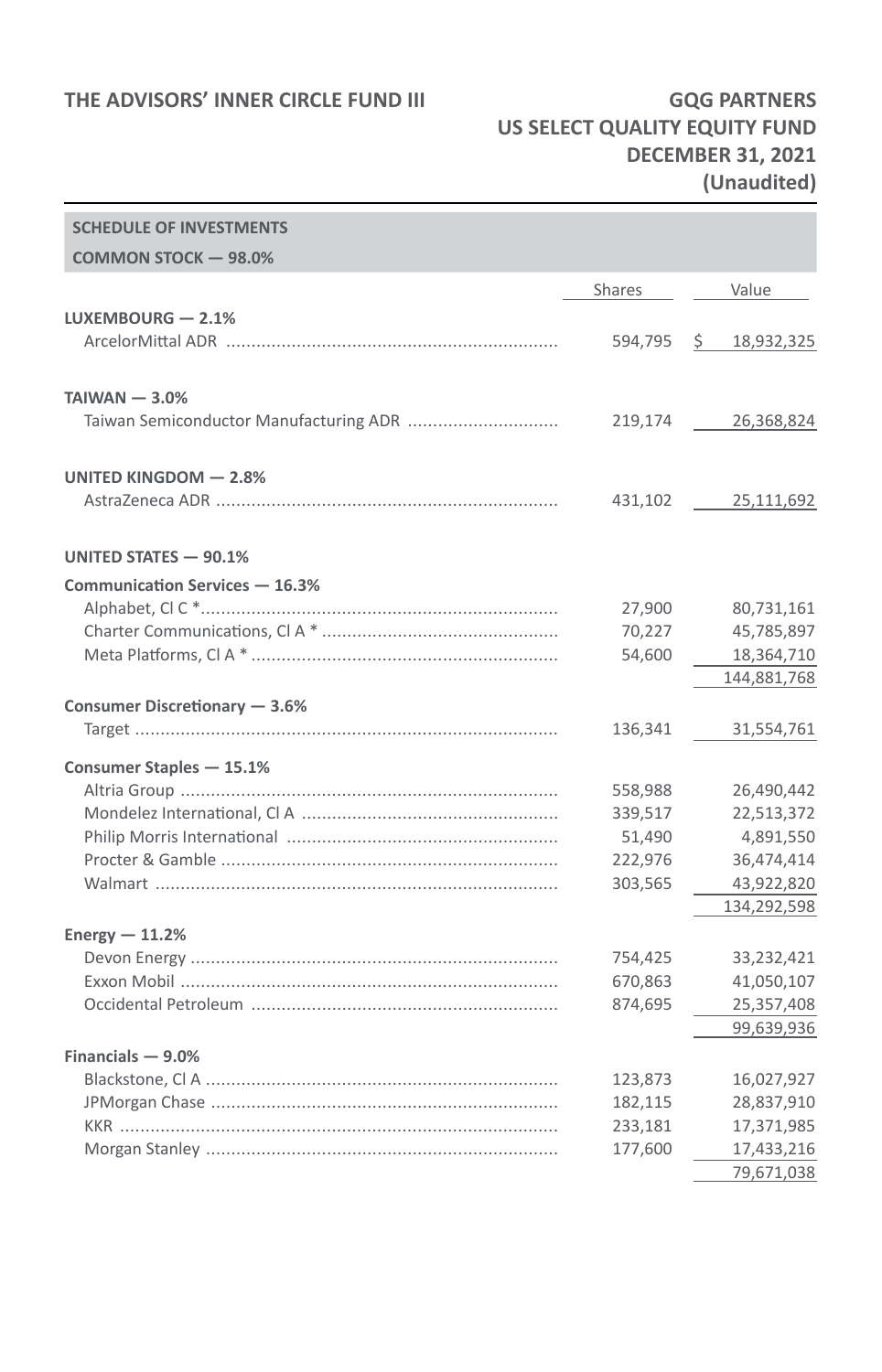# SCHEDULE OF INVESTMENTS

## COMMON STOCK — 98.0%

| | Shares | Value |
|---|---|---|
| **LUXEMBOURG — 2.1%** | | |
| ArcelorMittal ADR | 594,795 | $ 18,932,325 |
| **TAIWAN — 3.0%** | | |
| Taiwan Semiconductor Manufacturing ADR | 219,174 | 26,368,824 |
| **UNITED KINGDOM — 2.8%** | | |
| AstraZeneca ADR | 431,102 | 25,111,692 |
| **UNITED STATES — 90.1%** | | |
| **Communication Services — 16.3%** | | |
| Alphabet, Cl C * | 27,900 | 80,731,161 |
| Charter Communications, Cl A * | 70,227 | 45,785,897 |
| Meta Platforms, Cl A * | 54,600 | 18,364,710 |
| | | 144,881,768 |
| **Consumer Discretionary — 3.6%** | | |
| Target | 136,341 | 31,554,761 |
| **Consumer Staples — 15.1%** | | |
| Altria Group | 558,988 | 26,490,442 |
| Mondelez International, Cl A | 339,517 | 22,513,372 |
| Philip Morris International | 51,490 | 4,891,550 |
| Procter & Gamble | 222,976 | 36,474,414 |
| Walmart | 303,565 | 43,922,820 |
| | | 134,292,598 |
| **Energy — 11.2%** | | |
| Devon Energy | 754,425 | 33,232,421 |
| Exxon Mobil | 670,863 | 41,050,107 |
| Occidental Petroleum | 874,695 | 25,357,408 |
| | | 99,639,936 |
| **Financials — 9.0%** | | |
| Blackstone, Cl A | 123,873 | 16,027,927 |
| JPMorgan Chase | 182,115 | 28,837,910 |
| KKR | 233,181 | 17,371,985 |
| Morgan Stanley | 177,600 | 17,433,216 |
| | | 79,671,038 |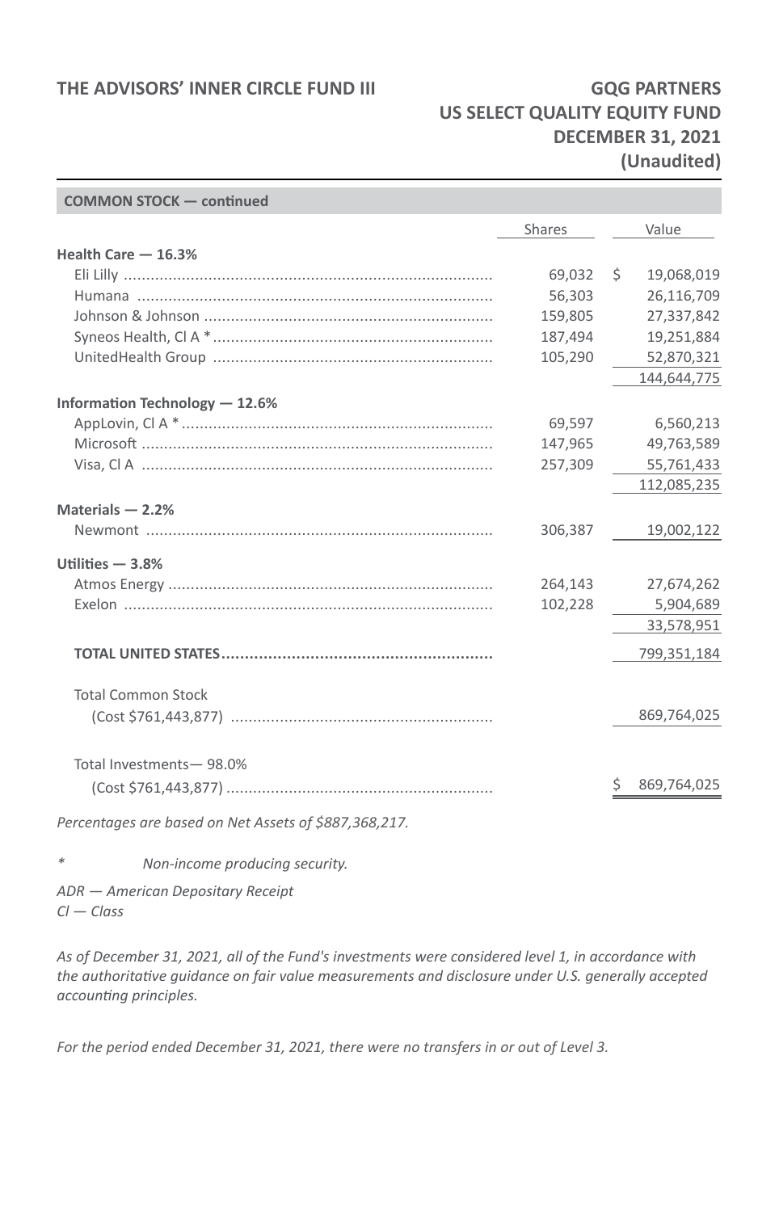| COMMON STOCK — continued | Shares | Value |
|---|---|---|
| **Health Care — 16.3%** | | |
| Eli Lilly | 69,032 | $ 19,068,019 |
| Humana | 56,303 | 26,116,709 |
| Johnson & Johnson | 159,805 | 27,337,842 |
| Syneos Health, Cl A * | 187,494 | 19,251,884 |
| UnitedHealth Group | 105,290 | 52,870,321 |
| | | 144,644,775 |
| **Information Technology — 12.6%** | | |
| AppLovin, Cl A * | 69,597 | 6,560,213 |
| Microsoft | 147,965 | 49,763,589 |
| Visa, Cl A | 257,309 | 55,761,433 |
| | | 112,085,235 |
| **Materials — 2.2%** | | |
| Newmont | 306,387 | 19,002,122 |
| **Utilities — 3.8%** | | |
| Atmos Energy | 264,143 | 27,674,262 |
| Exelon | 102,228 | 5,904,689 |
| | | 33,578,951 |
| **TOTAL UNITED STATES** | | 799,351,184 |
| Total Common Stock (Cost $761,443,877) | | 869,764,025 |
| Total Investments— 98.0% (Cost $761,443,877) | | $ 869,764,025 |

*Percentages are based on Net Assets of $887,368,217.*

\* *Non-income producing security.*

*ADR — American Depositary Receipt*
*Cl — Class*

*As of December 31, 2021, all of the Fund's investments were considered level 1, in accordance with the authoritative guidance on fair value measurements and disclosure under U.S. generally accepted accounting principles.*

*For the period ended December 31, 2021, there were no transfers in or out of Level 3.*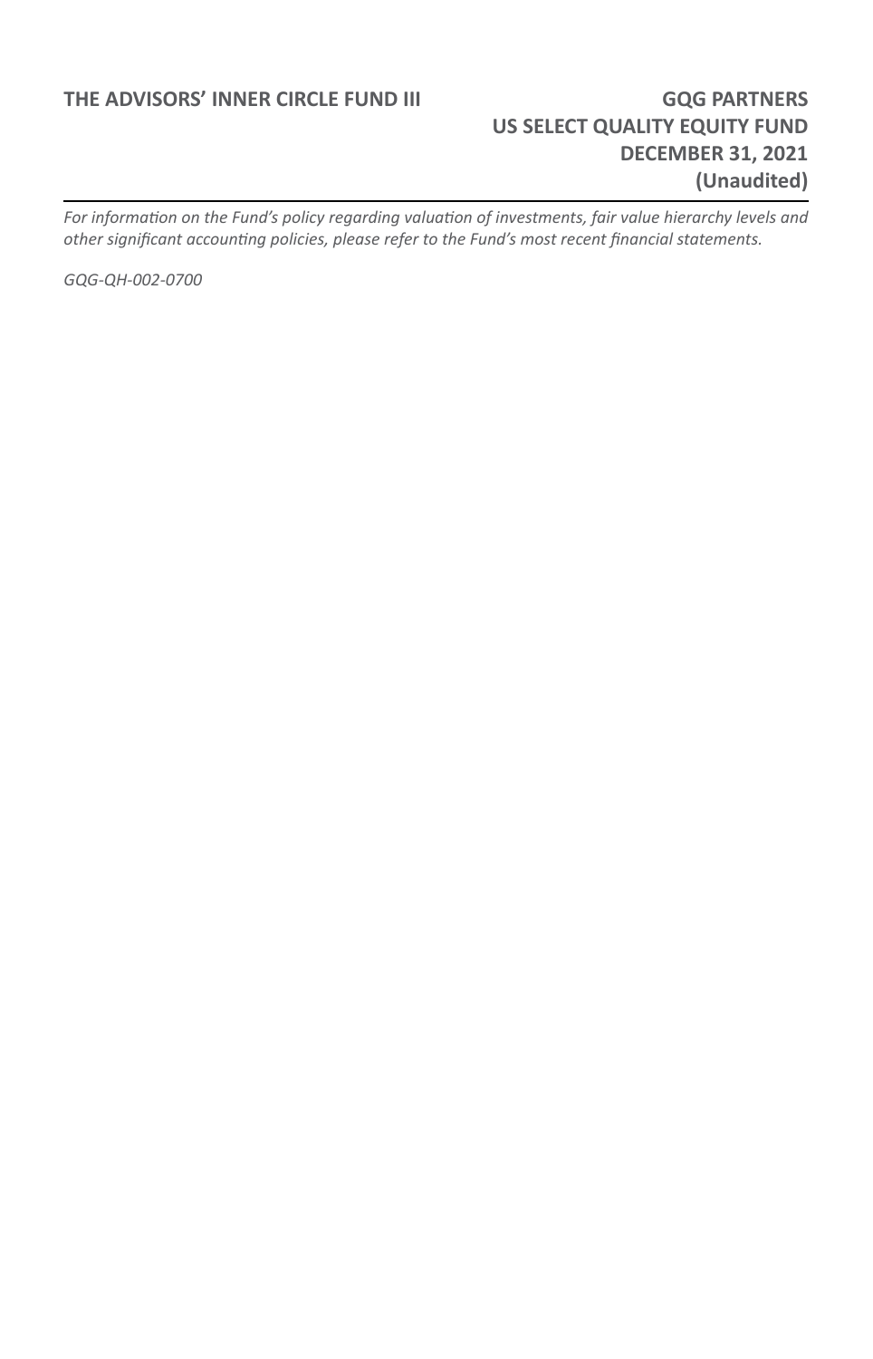*For information on the Fund's policy regarding valuation of investments, fair value hierarchy levels and other significant accounting policies, please refer to the Fund's most recent financial statements.*

*GQG-QH-002-0700*